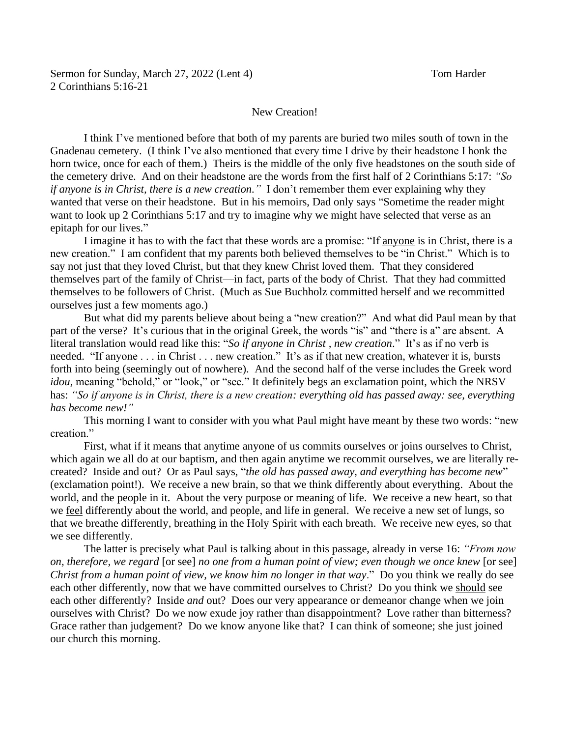Sermon for Sunday, March 27, 2022 (Lent 4) Tom Harder
2 Corinthians 5:16-21

New Creation!

I think I've mentioned before that both of my parents are buried two miles south of town in the Gnadenau cemetery. (I think I've also mentioned that every time I drive by their headstone I honk the horn twice, once for each of them.) Theirs is the middle of the only five headstones on the south side of the cemetery drive. And on their headstone are the words from the first half of 2 Corinthians 5:17: *"So if anyone is in Christ, there is a new creation."* I don't remember them ever explaining why they wanted that verse on their headstone. But in his memoirs, Dad only says "Sometime the reader might want to look up 2 Corinthians 5:17 and try to imagine why we might have selected that verse as an epitaph for our lives."

I imagine it has to with the fact that these words are a promise: "If <u>anyone</u> is in Christ, there is a new creation." I am confident that my parents both believed themselves to be "in Christ." Which is to say not just that they loved Christ, but that they knew Christ loved them. That they considered themselves part of the family of Christ—in fact, parts of the body of Christ. That they had committed themselves to be followers of Christ. (Much as Sue Buchholz committed herself and we recommitted ourselves just a few moments ago.)

But what did my parents believe about being a "new creation?" And what did Paul mean by that part of the verse? It's curious that in the original Greek, the words "is" and "there is a" are absent. A literal translation would read like this: "*So if anyone in Christ , new creation*." It's as if no verb is needed. "If anyone . . . in Christ . . . new creation." It's as if that new creation, whatever it is, bursts forth into being (seemingly out of nowhere). And the second half of the verse includes the Greek word *idou,* meaning "behold," or "look," or "see." It definitely begs an exclamation point, which the NRSV has: *"So if anyone is in Christ, there is a new creation: everything old has passed away: see, everything has become new!"*

This morning I want to consider with you what Paul might have meant by these two words: "new creation."

First, what if it means that anytime anyone of us commits ourselves or joins ourselves to Christ, which again we all do at our baptism, and then again anytime we recommit ourselves, we are literally re-created? Inside and out? Or as Paul says, "*the old has passed away, and everything has become new*" (exclamation point!). We receive a new brain, so that we think differently about everything. About the world, and the people in it. About the very purpose or meaning of life. We receive a new heart, so that we <u>feel</u> differently about the world, and people, and life in general. We receive a new set of lungs, so that we breathe differently, breathing in the Holy Spirit with each breath. We receive new eyes, so that we see differently.

The latter is precisely what Paul is talking about in this passage, already in verse 16: *"From now on, therefore, we regard* [or see] *no one from a human point of view; even though we once knew* [or see] *Christ from a human point of view, we know him no longer in that way*." Do you think we really do see each other differently, now that we have committed ourselves to Christ? Do you think we <u>should</u> see each other differently? Inside *and* out? Does our very appearance or demeanor change when we join ourselves with Christ? Do we now exude joy rather than disappointment? Love rather than bitterness? Grace rather than judgement? Do we know anyone like that? I can think of someone; she just joined our church this morning.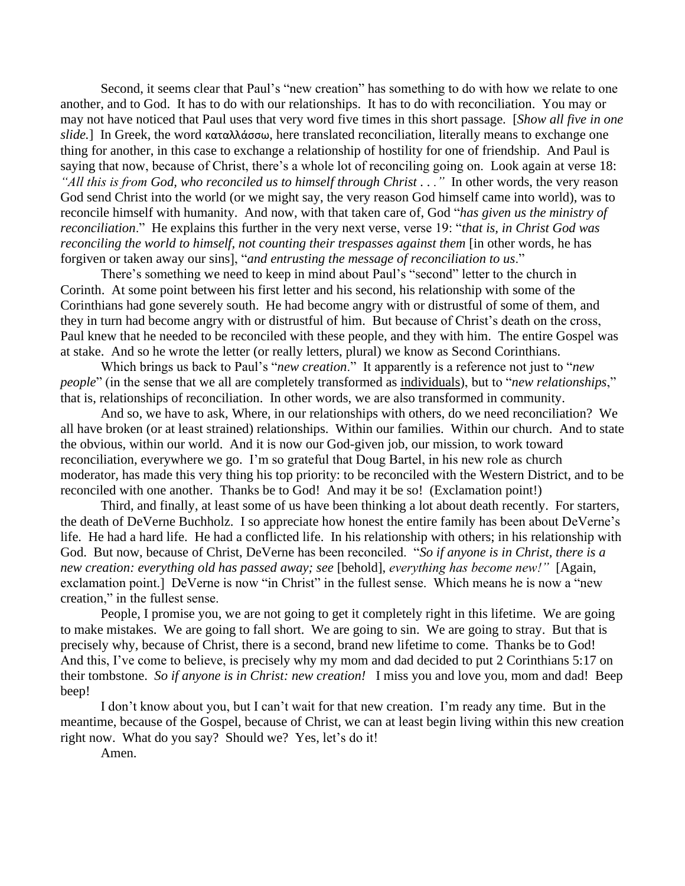Second, it seems clear that Paul's "new creation" has something to do with how we relate to one another, and to God. It has to do with our relationships. It has to do with reconciliation. You may or may not have noticed that Paul uses that very word five times in this short passage. [*Show all five in one slide.*] In Greek, the word καταλλάσσω, here translated reconciliation, literally means to exchange one thing for another, in this case to exchange a relationship of hostility for one of friendship. And Paul is saying that now, because of Christ, there's a whole lot of reconciling going on. Look again at verse 18: *"All this is from God, who reconciled us to himself through Christ . . ."* In other words, the very reason God send Christ into the world (or we might say, the very reason God himself came into world), was to reconcile himself with humanity. And now, with that taken care of, God "*has given us the ministry of reconciliation*." He explains this further in the very next verse, verse 19: "*that is, in Christ God was reconciling the world to himself, not counting their trespasses against them* [in other words, he has forgiven or taken away our sins], "*and entrusting the message of reconciliation to us*."

There's something we need to keep in mind about Paul's "second" letter to the church in Corinth. At some point between his first letter and his second, his relationship with some of the Corinthians had gone severely south. He had become angry with or distrustful of some of them, and they in turn had become angry with or distrustful of him. But because of Christ's death on the cross, Paul knew that he needed to be reconciled with these people, and they with him. The entire Gospel was at stake. And so he wrote the letter (or really letters, plural) we know as Second Corinthians.

Which brings us back to Paul's "*new creation*." It apparently is a reference not just to "*new people*" (in the sense that we all are completely transformed as <u>individuals</u>), but to "*new relationships*," that is, relationships of reconciliation. In other words, we are also transformed in community.

And so, we have to ask, Where, in our relationships with others, do we need reconciliation? We all have broken (or at least strained) relationships. Within our families. Within our church. And to state the obvious, within our world. And it is now our God-given job, our mission, to work toward reconciliation, everywhere we go. I'm so grateful that Doug Bartel, in his new role as church moderator, has made this very thing his top priority: to be reconciled with the Western District, and to be reconciled with one another. Thanks be to God! And may it be so! (Exclamation point!)

Third, and finally, at least some of us have been thinking a lot about death recently. For starters, the death of DeVerne Buchholz. I so appreciate how honest the entire family has been about DeVerne's life. He had a hard life. He had a conflicted life. In his relationship with others; in his relationship with God. But now, because of Christ, DeVerne has been reconciled. "*So if anyone is in Christ, there is a new creation: everything old has passed away; see* [behold], *everything has become new!"* [Again, exclamation point.] DeVerne is now "in Christ" in the fullest sense. Which means he is now a "new creation," in the fullest sense.

People, I promise you, we are not going to get it completely right in this lifetime. We are going to make mistakes. We are going to fall short. We are going to sin. We are going to stray. But that is precisely why, because of Christ, there is a second, brand new lifetime to come. Thanks be to God! And this, I've come to believe, is precisely why my mom and dad decided to put 2 Corinthians 5:17 on their tombstone. *So if anyone is in Christ: new creation!* I miss you and love you, mom and dad! Beep beep!

I don't know about you, but I can't wait for that new creation. I'm ready any time. But in the meantime, because of the Gospel, because of Christ, we can at least begin living within this new creation right now. What do you say? Should we? Yes, let's do it!

Amen.